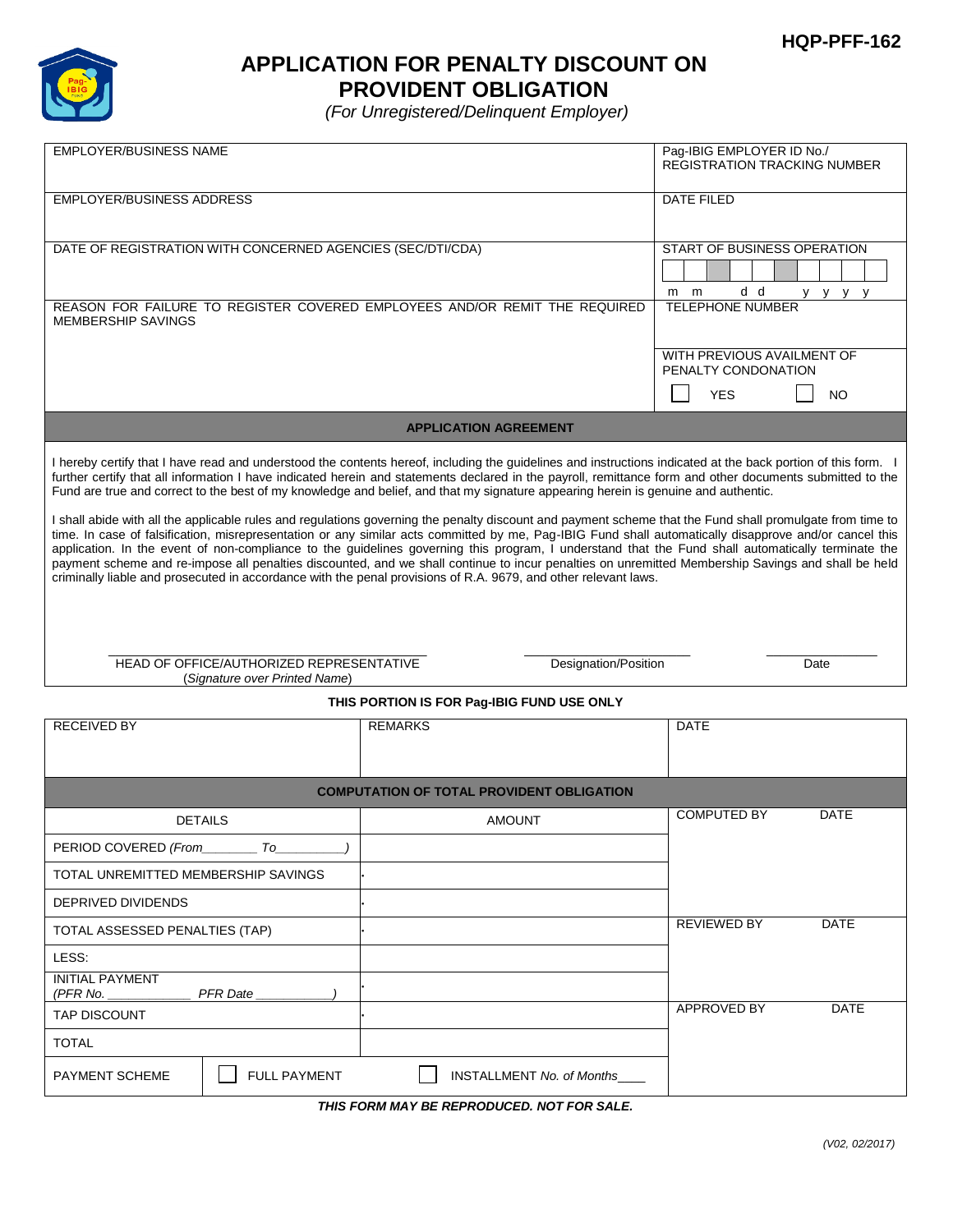HQP-PFF-162

# APPLICATION FOR PENALTY DISCOUNT ON PROVIDENT OBLIGATION

*(For Unregistered/Delinquent Employer)*

| EMPLOYER/BUSINESS NAME | Pag-IBIG EMPLOYER ID No./ REGISTRATION TRACKING NUMBER |
|---|---|
| EMPLOYER/BUSINESS ADDRESS | DATE FILED |
| DATE OF REGISTRATION WITH CONCERNED AGENCIES (SEC/DTI/CDA) | START OF BUSINESS OPERATION<br>m m d d y y y y |
| REASON FOR FAILURE TO REGISTER COVERED EMPLOYEES AND/OR REMIT THE REQUIRED MEMBERSHIP SAVINGS | TELEPHONE NUMBER |
| | WITH PREVIOUS AVAILMENT OF PENALTY CONDONATION<br>☐ YES ☐ NO |

## APPLICATION AGREEMENT

I hereby certify that I have read and understood the contents hereof, including the guidelines and instructions indicated at the back portion of this form. I further certify that all information I have indicated herein and statements declared in the payroll, remittance form and other documents submitted to the Fund are true and correct to the best of my knowledge and belief, and that my signature appearing herein is genuine and authentic.

I shall abide with all the applicable rules and regulations governing the penalty discount and payment scheme that the Fund shall promulgate from time to time. In case of falsification, misrepresentation or any similar acts committed by me, Pag-IBIG Fund shall automatically disapprove and/or cancel this application. In the event of non-compliance to the guidelines governing this program, I understand that the Fund shall automatically terminate the payment scheme and re-impose all penalties discounted, and we shall continue to incur penalties on unremitted Membership Savings and shall be held criminally liable and prosecuted in accordance with the penal provisions of R.A. 9679, and other relevant laws.

| \_\_\_\_\_\_\_\_\_\_\_\_\_\_\_\_\_\_\_\_\_\_\_\_\_\_\_\_\_\_\_\_ | \_\_\_\_\_\_\_\_\_\_\_\_\_\_\_\_\_\_ | \_\_\_\_\_\_\_\_\_\_\_\_ |
|---|---|---|
| HEAD OF OFFICE/AUTHORIZED REPRESENTATIVE<br>(*Signature over Printed Name*) | Designation/Position | Date |

**THIS PORTION IS FOR Pag-IBIG FUND USE ONLY**

| RECEIVED BY | REMARKS | DATE |
|---|---|---|

### COMPUTATION OF TOTAL PROVIDENT OBLIGATION

| DETAILS | | AMOUNT | |
|---|---|---|---|
| PERIOD COVERED *(From\_\_\_\_\_\_\_\_ To\_\_\_\_\_\_\_\_\_\_)* | | | COMPUTED BY DATE |
| TOTAL UNREMITTED MEMBERSHIP SAVINGS | | . | |
| DEPRIVED DIVIDENDS | | . | |
| TOTAL ASSESSED PENALTIES (TAP) | | . | REVIEWED BY DATE |
| LESS: | | | |
| INITIAL PAYMENT<br>*(PFR No. \_\_\_\_\_\_\_\_\_\_\_\_ PFR Date \_\_\_\_\_\_\_\_\_\_\_)* | | . | |
| TAP DISCOUNT | | . | APPROVED BY DATE |
| TOTAL | | | |
| PAYMENT SCHEME | ☐ FULL PAYMENT | ☐ INSTALLMENT *No. of Months\_\_\_\_* | |

***THIS FORM MAY BE REPRODUCED. NOT FOR SALE.***

*(V02, 02/2017)*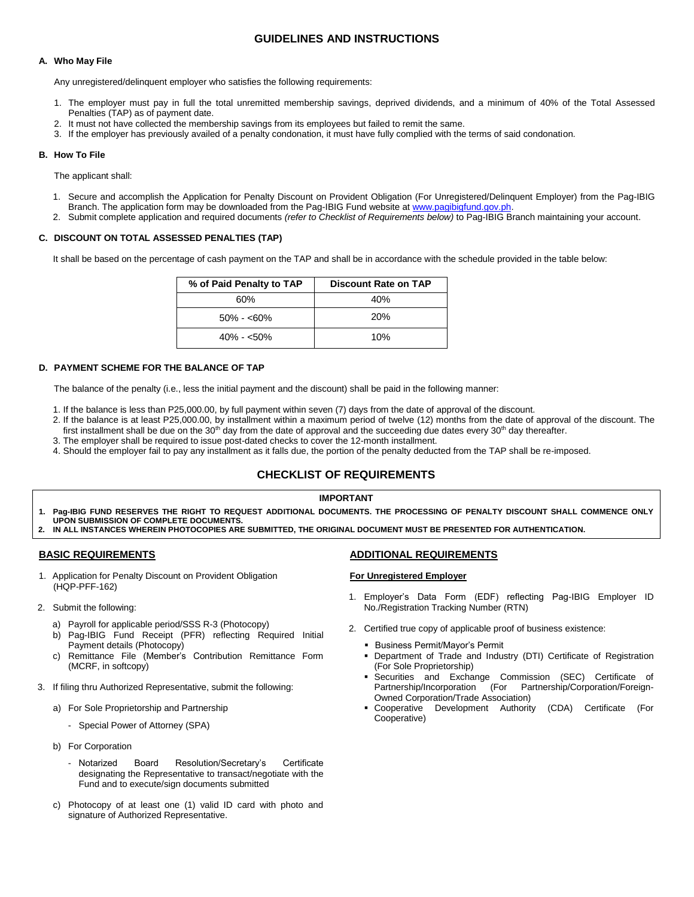# GUIDELINES AND INSTRUCTIONS

## A. Who May File

Any unregistered/delinquent employer who satisfies the following requirements:

1. The employer must pay in full the total unremitted membership savings, deprived dividends, and a minimum of 40% of the Total Assessed Penalties (TAP) as of payment date.
2. It must not have collected the membership savings from its employees but failed to remit the same.
3. If the employer has previously availed of a penalty condonation, it must have fully complied with the terms of said condonation.

## B. How To File

The applicant shall:

1. Secure and accomplish the Application for Penalty Discount on Provident Obligation (For Unregistered/Delinquent Employer) from the Pag-IBIG Branch. The application form may be downloaded from the Pag-IBIG Fund website at www.pagibigfund.gov.ph.
2. Submit complete application and required documents *(refer to Checklist of Requirements below)* to Pag-IBIG Branch maintaining your account.

## C. DISCOUNT ON TOTAL ASSESSED PENALTIES (TAP)

It shall be based on the percentage of cash payment on the TAP and shall be in accordance with the schedule provided in the table below:

| % of Paid Penalty to TAP | Discount Rate on TAP |
|---|---|
| 60% | 40% |
| 50% - <60% | 20% |
| 40% - <50% | 10% |

## D. PAYMENT SCHEME FOR THE BALANCE OF TAP

The balance of the penalty (i.e., less the initial payment and the discount) shall be paid in the following manner:

1. If the balance is less than P25,000.00, by full payment within seven (7) days from the date of approval of the discount.
2. If the balance is at least P25,000.00, by installment within a maximum period of twelve (12) months from the date of approval of the discount. The first installment shall be due on the 30th day from the date of approval and the succeeding due dates every 30th day thereafter.
3. The employer shall be required to issue post-dated checks to cover the 12-month installment.
4. Should the employer fail to pay any installment as it falls due, the portion of the penalty deducted from the TAP shall be re-imposed.

# CHECKLIST OF REQUIREMENTS

**IMPORTANT**

1. **PAG-IBIG FUND RESERVES THE RIGHT TO REQUEST ADDITIONAL DOCUMENTS. THE PROCESSING OF PENALTY DISCOUNT SHALL COMMENCE ONLY UPON SUBMISSION OF COMPLETE DOCUMENTS.**
2. **IN ALL INSTANCES WHEREIN PHOTOCOPIES ARE SUBMITTED, THE ORIGINAL DOCUMENT MUST BE PRESENTED FOR AUTHENTICATION.**

## BASIC REQUIREMENTS

1. Application for Penalty Discount on Provident Obligation (HQP-PFF-162)
2. Submit the following:
   a) Payroll for applicable period/SSS R-3 (Photocopy)
   b) Pag-IBIG Fund Receipt (PFR) reflecting Required Initial Payment details (Photocopy)
   c) Remittance File (Member's Contribution Remittance Form (MCRF, in softcopy)
3. If filing thru Authorized Representative, submit the following:
   a) For Sole Proprietorship and Partnership
      - Special Power of Attorney (SPA)
   b) For Corporation
      - Notarized Board Resolution/Secretary's Certificate designating the Representative to transact/negotiate with the Fund and to execute/sign documents submitted
   c) Photocopy of at least one (1) valid ID card with photo and signature of Authorized Representative.

## ADDITIONAL REQUIREMENTS

**For Unregistered Employer**

1. Employer's Data Form (EDF) reflecting Pag-IBIG Employer ID No./Registration Tracking Number (RTN)
2. Certified true copy of applicable proof of business existence:
   - Business Permit/Mayor's Permit
   - Department of Trade and Industry (DTI) Certificate of Registration (For Sole Proprietorship)
   - Securities and Exchange Commission (SEC) Certificate of Partnership/Incorporation (For Partnership/Corporation/Foreign-Owned Corporation/Trade Association)
   - Cooperative Development Authority (CDA) Certificate (For Cooperative)